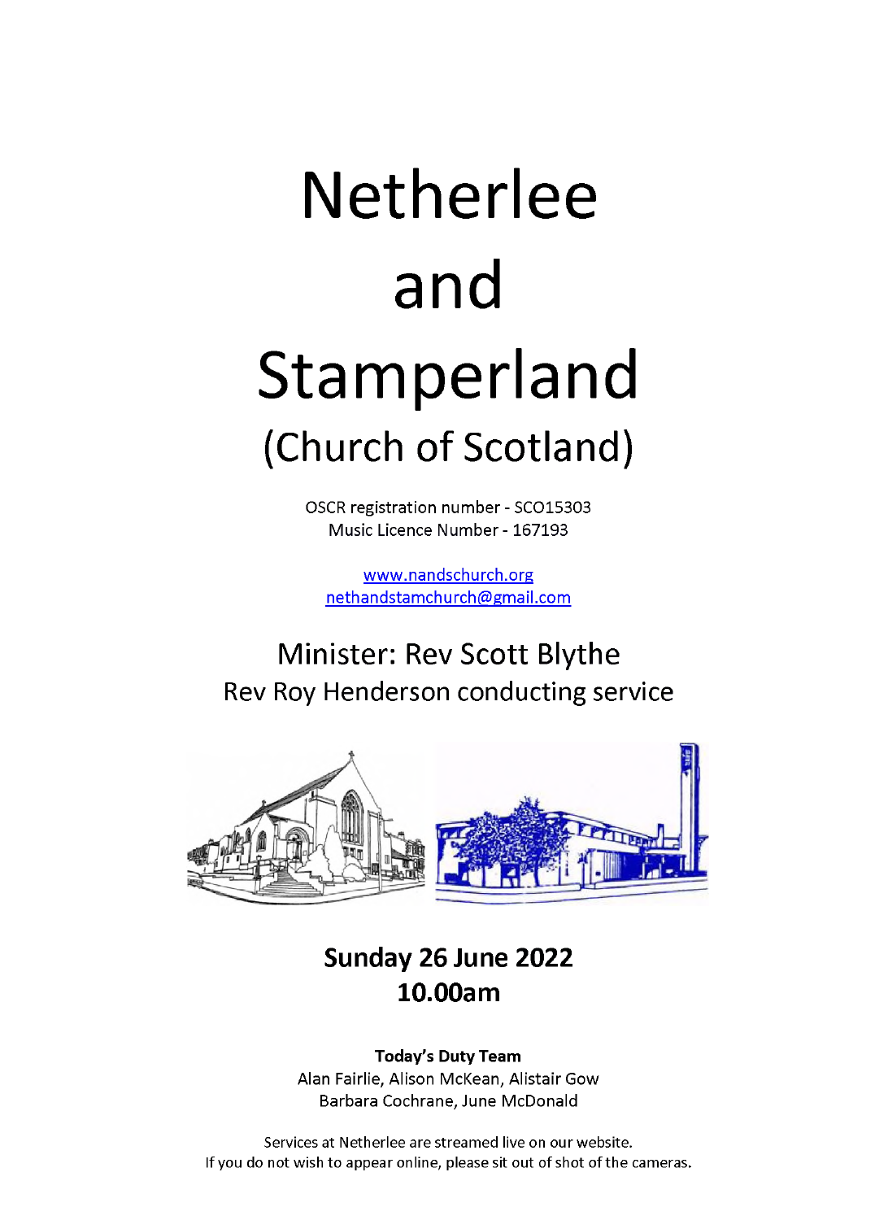# Netherlee and Stamperland

## (Church of Scotland)

OSCR registration number - SCO15303
Music Licence Number - 167193

www.nandschurch.org
nethandstamchurch@gmail.com

## Minister: Rev Scott Blythe

Rev Roy Henderson conducting service

## Sunday 26 June 2022
## 10.00am

**Today's Duty Team**
Alan Fairlie, Alison McKean, Alistair Gow
Barbara Cochrane, June McDonald

Services at Netherlee are streamed live on our website.
If you do not wish to appear online, please sit out of shot of the cameras.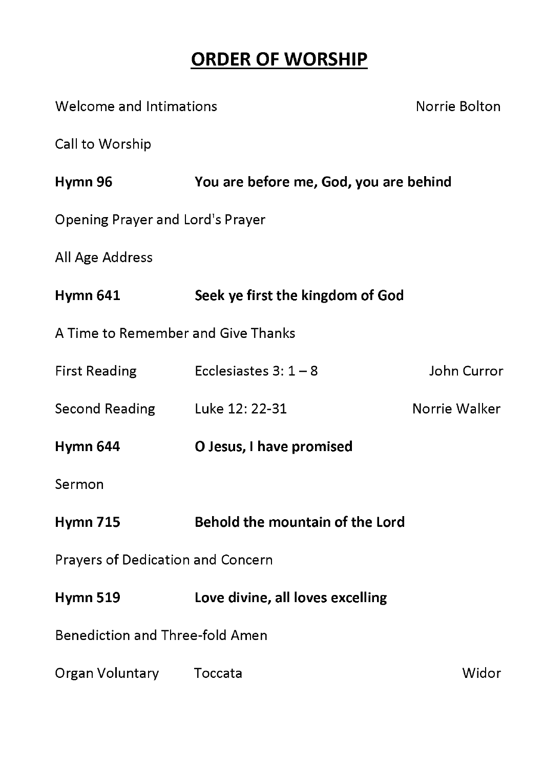# ORDER OF WORSHIP

Welcome and Intimations — Norrie Bolton

Call to Worship

**Hymn 96 — You are before me, God, you are behind**

Opening Prayer and Lord's Prayer

All Age Address

**Hymn 641 — Seek ye first the kingdom of God**

A Time to Remember and Give Thanks

First Reading — Ecclesiastes 3: 1 – 8 — John Curror

Second Reading — Luke 12: 22-31 — Norrie Walker

**Hymn 644 — O Jesus, I have promised**

Sermon

**Hymn 715 — Behold the mountain of the Lord**

Prayers of Dedication and Concern

**Hymn 519 — Love divine, all loves excelling**

Benediction and Three-fold Amen

Organ Voluntary — Toccata — Widor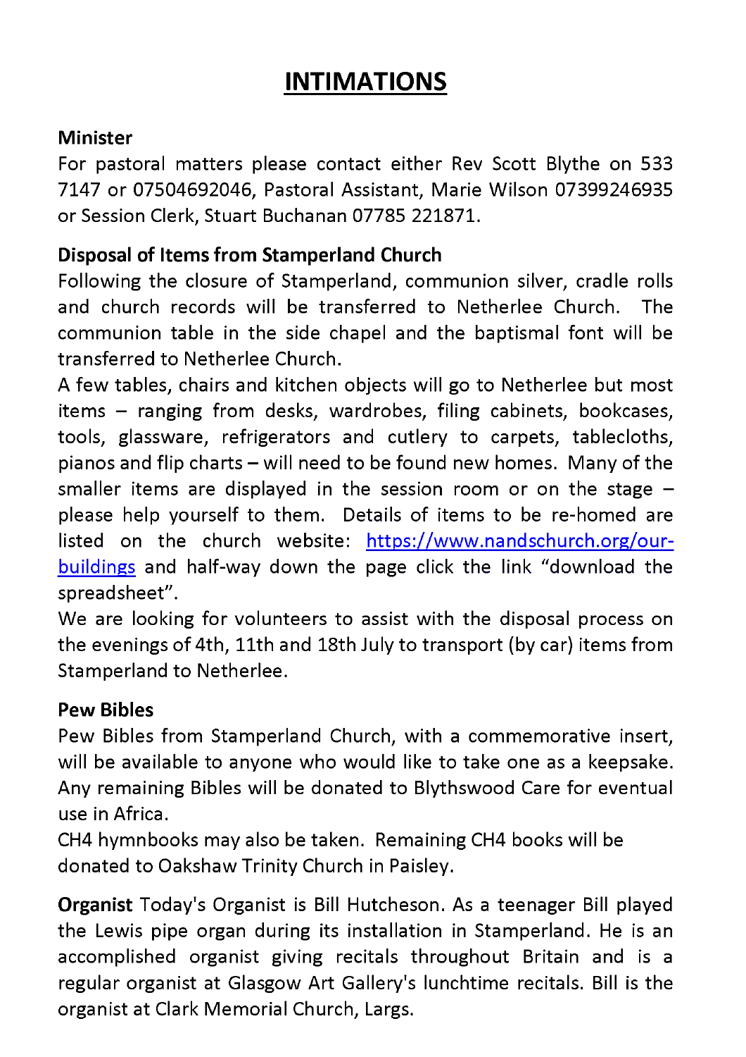# INTIMATIONS

**Minister**

For pastoral matters please contact either Rev Scott Blythe on 533 7147 or 07504692046, Pastoral Assistant, Marie Wilson 07399246935 or Session Clerk, Stuart Buchanan 07785 221871.

**Disposal of Items from Stamperland Church**

Following the closure of Stamperland, communion silver, cradle rolls and church records will be transferred to Netherlee Church. The communion table in the side chapel and the baptismal font will be transferred to Netherlee Church.

A few tables, chairs and kitchen objects will go to Netherlee but most items – ranging from desks, wardrobes, filing cabinets, bookcases, tools, glassware, refrigerators and cutlery to carpets, tablecloths, pianos and flip charts – will need to be found new homes. Many of the smaller items are displayed in the session room or on the stage – please help yourself to them. Details of items to be re-homed are listed on the church website: [https://www.nandschurch.org/our-buildings](https://www.nandschurch.org/our-buildings) and half-way down the page click the link "download the spreadsheet".

We are looking for volunteers to assist with the disposal process on the evenings of 4th, 11th and 18th July to transport (by car) items from Stamperland to Netherlee.

**Pew Bibles**

Pew Bibles from Stamperland Church, with a commemorative insert, will be available to anyone who would like to take one as a keepsake. Any remaining Bibles will be donated to Blythswood Care for eventual use in Africa.

CH4 hymnbooks may also be taken. Remaining CH4 books will be donated to Oakshaw Trinity Church in Paisley.

**Organist** Today's Organist is Bill Hutcheson. As a teenager Bill played the Lewis pipe organ during its installation in Stamperland. He is an accomplished organist giving recitals throughout Britain and is a regular organist at Glasgow Art Gallery's lunchtime recitals. Bill is the organist at Clark Memorial Church, Largs.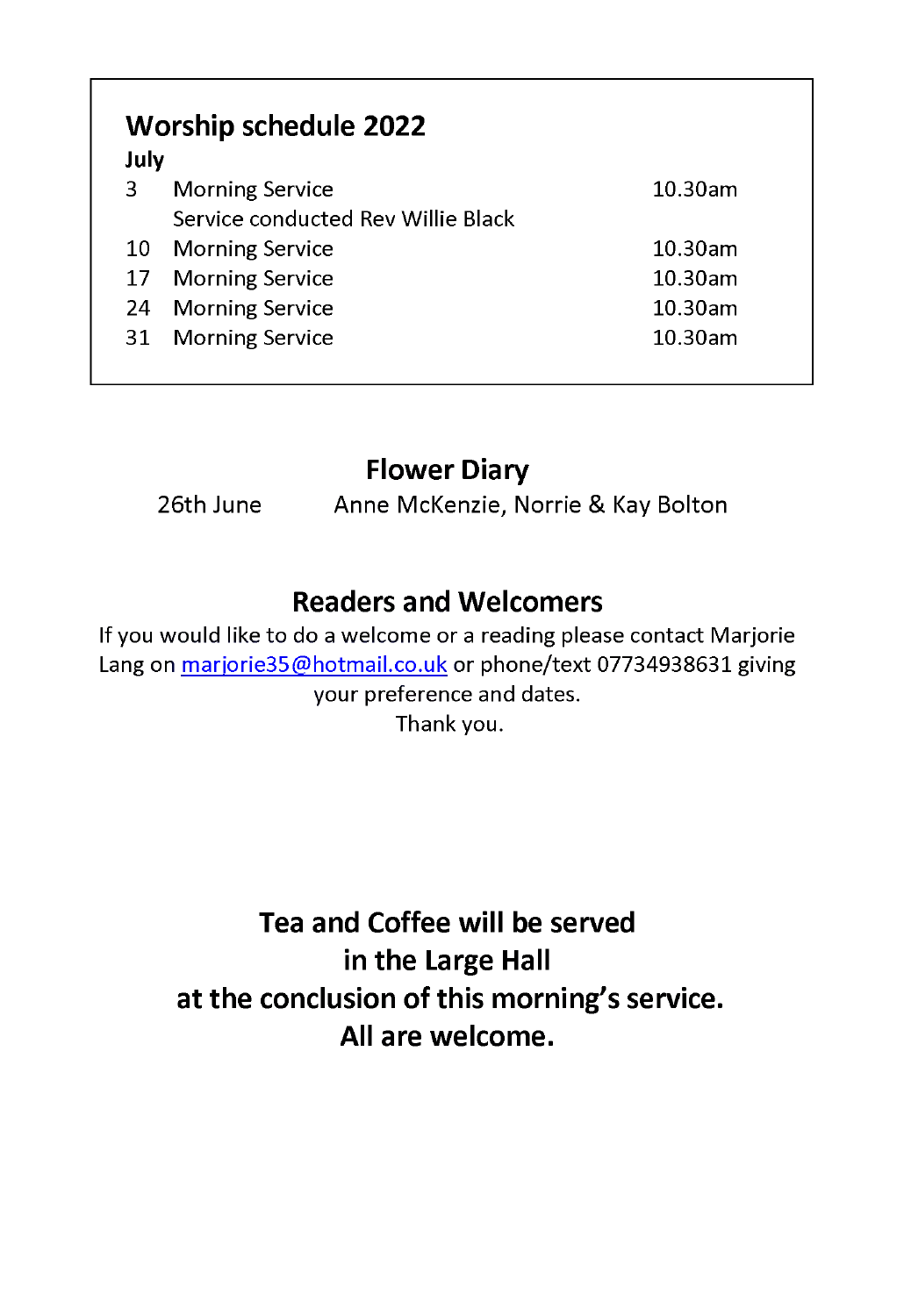## Worship schedule 2022

**July**

| | | |
|---|---|---|
| 3 | Morning Service | 10.30am |
| | Service conducted Rev Willie Black | |
| 10 | Morning Service | 10.30am |
| 17 | Morning Service | 10.30am |
| 24 | Morning Service | 10.30am |
| 31 | Morning Service | 10.30am |

## Flower Diary

26th June Anne McKenzie, Norrie & Kay Bolton

## Readers and Welcomers

If you would like to do a welcome or a reading please contact Marjorie Lang on marjorie35@hotmail.co.uk or phone/text 07734938631 giving your preference and dates.

Thank you.

**Tea and Coffee will be served in the Large Hall at the conclusion of this morning's service. All are welcome.**